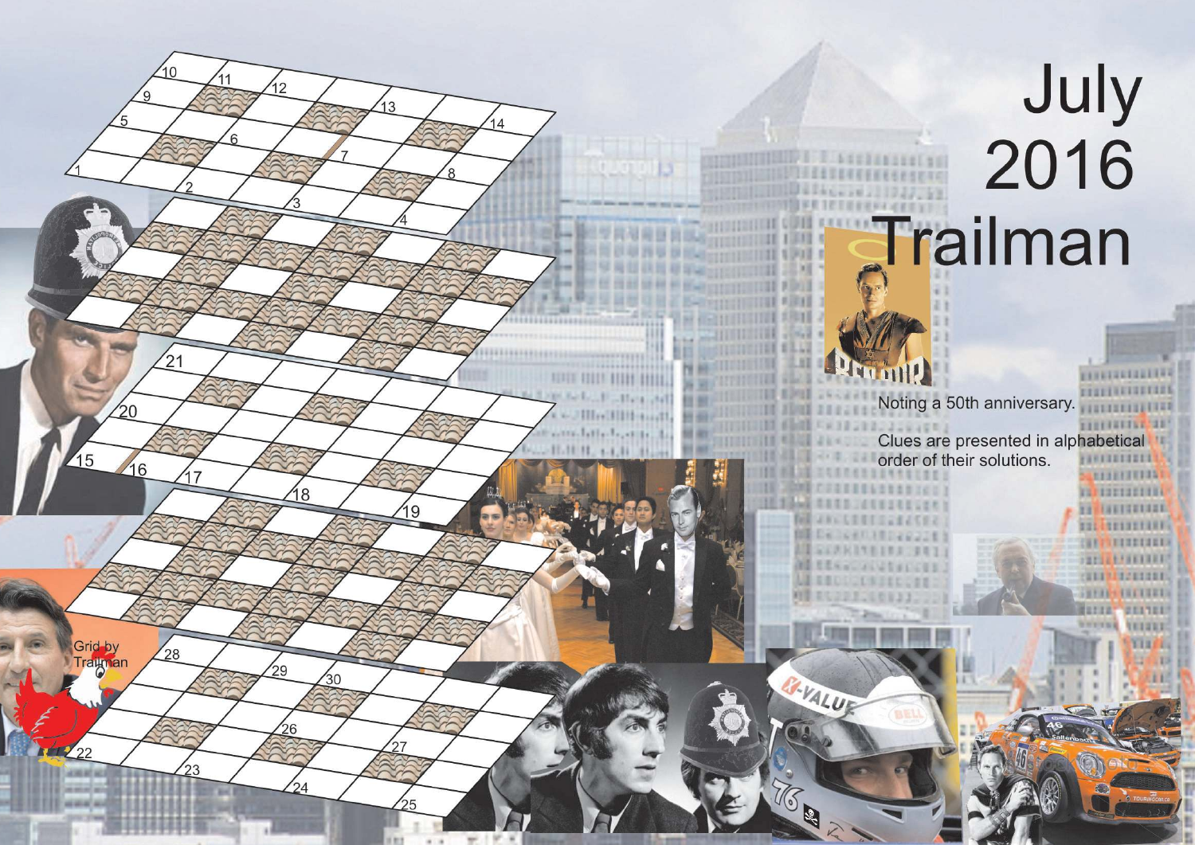# July 2016 Trailman

Noting a 50th anniversary.

Clues are presented in alphabetical order of their solutions.

Grid by Trailman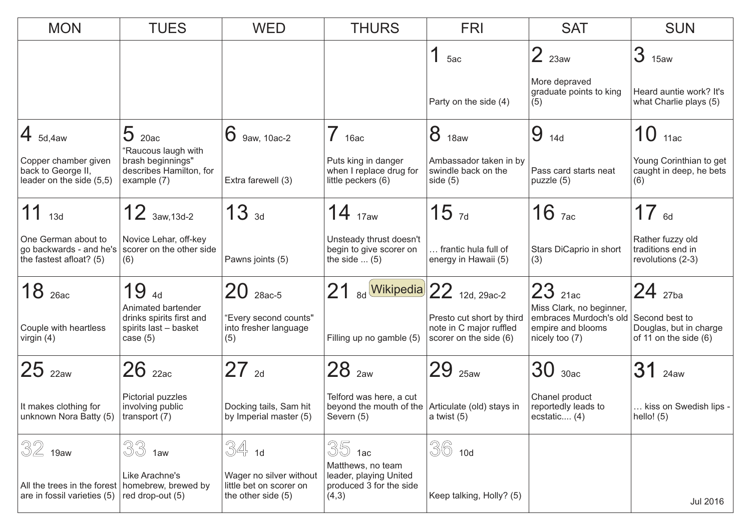| MON | TUES | WED | THURS | FRI | SAT | SUN |
|---|---|---|---|---|---|---|
| | | | | 1 5ac<br>Party on the side (4) | 2 23aw<br>More depraved graduate points to king (5) | 3 15aw<br>Heard auntie work? It's what Charlie plays (5) |
| 4 5d,4aw<br>Copper chamber given back to George II, leader on the side (5,5) | 5 20ac<br>"Raucous laugh with brash beginnings" describes Hamilton, for example (7) | 6 9aw, 10ac-2<br>Extra farewell (3) | 7 16ac<br>Puts king in danger when I replace drug for little peckers (6) | 8 18aw<br>Ambassador taken in by swindle back on the side (5) | 9 14d<br>Pass card starts neat puzzle (5) | 10 11ac<br>Young Corinthian to get caught in deep, he bets (6) |
| 11 13d<br>One German about to go backwards - and he's the fastest afloat? (5) | 12 3aw,13d-2<br>Novice Lehar, off-key scorer on the other side (6) | 13 3d<br>Pawns joints (5) | 14 17aw<br>Unsteady thrust doesn't begin to give scorer on the side ... (5) | 15 7d<br>… frantic hula full of energy in Hawaii (5) | 16 7ac<br>Stars DiCaprio in short (3) | 17 6d<br>Rather fuzzy old traditions end in revolutions (2-3) |
| 18 26ac<br>Couple with heartless virgin (4) | 19 4d<br>Animated bartender drinks spirits first and spirits last – basket case (5) | 20 28ac-5<br>"Every second counts" into fresher language (5) | 21 8d Wikipedia<br>Filling up no gamble (5) | 22 12d, 29ac-2<br>Presto cut short by third note in C major ruffled scorer on the side (6) | 23 21ac<br>Miss Clark, no beginner, embraces Murdoch's old empire and blooms nicely too (7) | 24 27ba<br>Second best to Douglas, but in charge of 11 on the side (6) |
| 25 22aw<br>It makes clothing for unknown Nora Batty (5) | 26 22ac<br>Pictorial puzzles involving public transport (7) | 27 2d<br>Docking tails, Sam hit by Imperial master (5) | 28 2aw<br>Telford was here, a cut beyond the mouth of the Severn (5) | 29 25aw<br>Articulate (old) stays in a twist (5) | 30 30ac<br>Chanel product reportedly leads to ecstatic.... (4) | 31 24aw<br>… kiss on Swedish lips - hello! (5) |
| 32 19aw<br>All the trees in the forest are in fossil varieties (5) | 33 1aw<br>Like Arachne's homebrew, brewed by red drop-out (5) | 34 1d<br>Wager no silver without little bet on scorer on the other side (5) | 35 1ac<br>Matthews, no team leader, playing United produced 3 for the side (4,3) | 36 10d<br>Keep talking, Holly? (5) | | Jul 2016 |